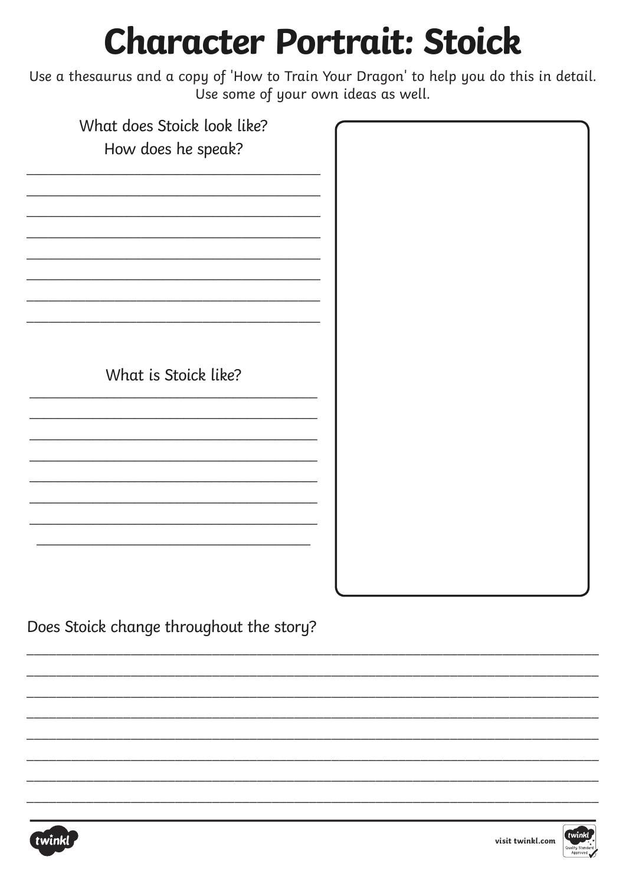# Character Portrait: Stoick

Use a thesaurus and a copy of 'How to Train Your Dragon' to help you do this in detail. Use some of your own ideas as well.

What does Stoick look like?
How does he speak?

______________________________________
______________________________________
______________________________________
______________________________________
______________________________________
______________________________________
______________________________________
______________________________________

What is Stoick like?

______________________________________
______________________________________
______________________________________
______________________________________
______________________________________
______________________________________
______________________________________
______________________________________

Does Stoick change throughout the story?

__________________________________________________________________________
__________________________________________________________________________
__________________________________________________________________________
__________________________________________________________________________
__________________________________________________________________________
__________________________________________________________________________
__________________________________________________________________________
__________________________________________________________________________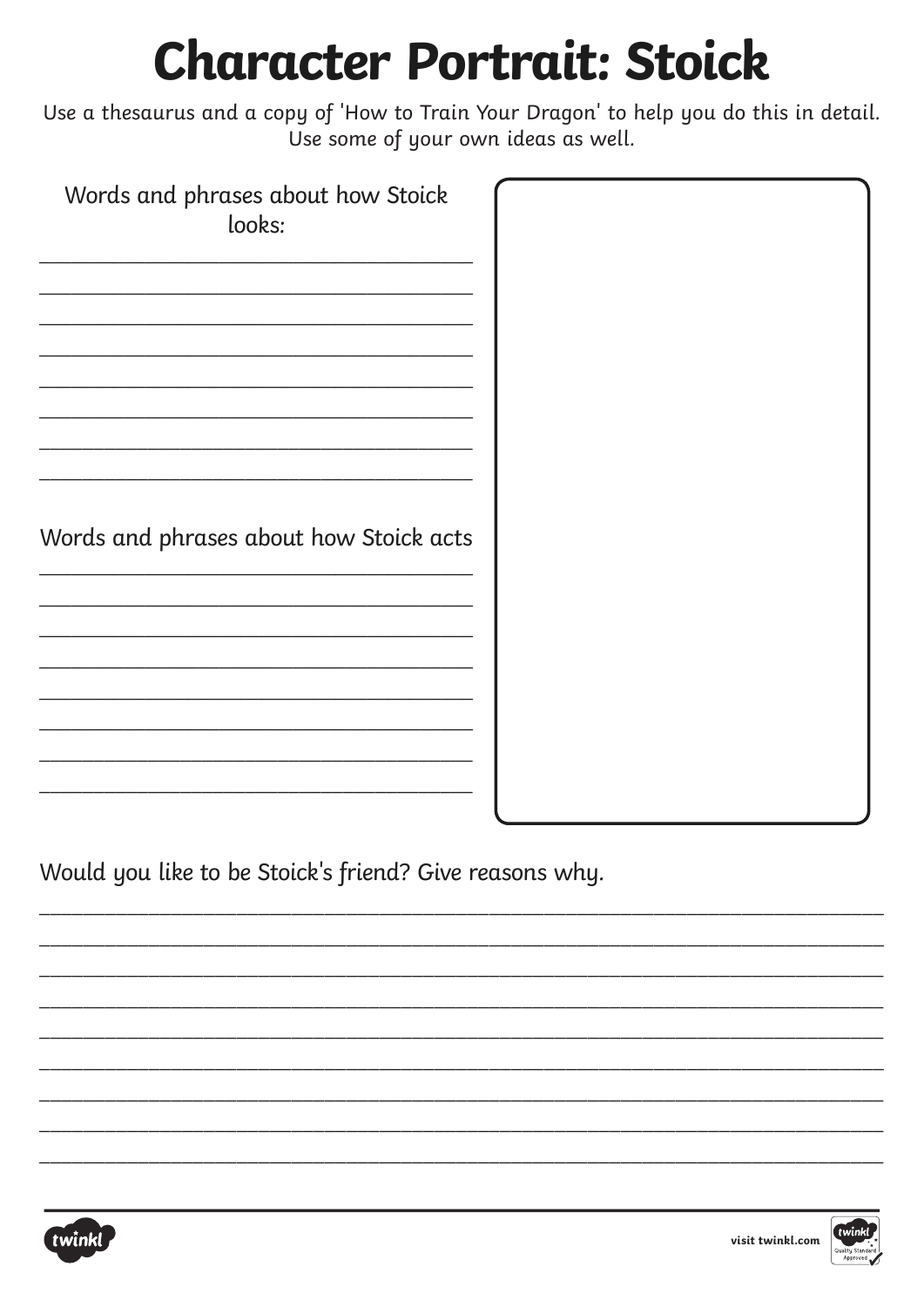# Character Portrait: Stoick

Use a thesaurus and a copy of 'How to Train Your Dragon' to help you do this in detail. Use some of your own ideas as well.

Words and phrases about how Stoick looks:

\_\_\_\_\_\_\_\_\_\_\_\_\_\_\_\_\_\_\_\_\_\_\_\_\_\_\_\_\_\_\_\_\_\_\_\_\_\_\_\_

\_\_\_\_\_\_\_\_\_\_\_\_\_\_\_\_\_\_\_\_\_\_\_\_\_\_\_\_\_\_\_\_\_\_\_\_\_\_\_\_

\_\_\_\_\_\_\_\_\_\_\_\_\_\_\_\_\_\_\_\_\_\_\_\_\_\_\_\_\_\_\_\_\_\_\_\_\_\_\_\_

\_\_\_\_\_\_\_\_\_\_\_\_\_\_\_\_\_\_\_\_\_\_\_\_\_\_\_\_\_\_\_\_\_\_\_\_\_\_\_\_

\_\_\_\_\_\_\_\_\_\_\_\_\_\_\_\_\_\_\_\_\_\_\_\_\_\_\_\_\_\_\_\_\_\_\_\_\_\_\_\_

\_\_\_\_\_\_\_\_\_\_\_\_\_\_\_\_\_\_\_\_\_\_\_\_\_\_\_\_\_\_\_\_\_\_\_\_\_\_\_\_

\_\_\_\_\_\_\_\_\_\_\_\_\_\_\_\_\_\_\_\_\_\_\_\_\_\_\_\_\_\_\_\_\_\_\_\_\_\_\_\_

\_\_\_\_\_\_\_\_\_\_\_\_\_\_\_\_\_\_\_\_\_\_\_\_\_\_\_\_\_\_\_\_\_\_\_\_\_\_\_\_

Words and phrases about how Stoick acts

\_\_\_\_\_\_\_\_\_\_\_\_\_\_\_\_\_\_\_\_\_\_\_\_\_\_\_\_\_\_\_\_\_\_\_\_\_\_\_\_

\_\_\_\_\_\_\_\_\_\_\_\_\_\_\_\_\_\_\_\_\_\_\_\_\_\_\_\_\_\_\_\_\_\_\_\_\_\_\_\_

\_\_\_\_\_\_\_\_\_\_\_\_\_\_\_\_\_\_\_\_\_\_\_\_\_\_\_\_\_\_\_\_\_\_\_\_\_\_\_\_

\_\_\_\_\_\_\_\_\_\_\_\_\_\_\_\_\_\_\_\_\_\_\_\_\_\_\_\_\_\_\_\_\_\_\_\_\_\_\_\_

\_\_\_\_\_\_\_\_\_\_\_\_\_\_\_\_\_\_\_\_\_\_\_\_\_\_\_\_\_\_\_\_\_\_\_\_\_\_\_\_

\_\_\_\_\_\_\_\_\_\_\_\_\_\_\_\_\_\_\_\_\_\_\_\_\_\_\_\_\_\_\_\_\_\_\_\_\_\_\_\_

\_\_\_\_\_\_\_\_\_\_\_\_\_\_\_\_\_\_\_\_\_\_\_\_\_\_\_\_\_\_\_\_\_\_\_\_\_\_\_\_

\_\_\_\_\_\_\_\_\_\_\_\_\_\_\_\_\_\_\_\_\_\_\_\_\_\_\_\_\_\_\_\_\_\_\_\_\_\_\_\_

Would you like to be Stoick's friend? Give reasons why.

\_\_\_\_\_\_\_\_\_\_\_\_\_\_\_\_\_\_\_\_\_\_\_\_\_\_\_\_\_\_\_\_\_\_\_\_\_\_\_\_\_\_\_\_\_\_\_\_\_\_\_\_\_\_\_\_\_\_\_\_\_\_\_\_\_\_\_\_\_\_\_\_\_\_\_\_\_\_

\_\_\_\_\_\_\_\_\_\_\_\_\_\_\_\_\_\_\_\_\_\_\_\_\_\_\_\_\_\_\_\_\_\_\_\_\_\_\_\_\_\_\_\_\_\_\_\_\_\_\_\_\_\_\_\_\_\_\_\_\_\_\_\_\_\_\_\_\_\_\_\_\_\_\_\_\_\_

\_\_\_\_\_\_\_\_\_\_\_\_\_\_\_\_\_\_\_\_\_\_\_\_\_\_\_\_\_\_\_\_\_\_\_\_\_\_\_\_\_\_\_\_\_\_\_\_\_\_\_\_\_\_\_\_\_\_\_\_\_\_\_\_\_\_\_\_\_\_\_\_\_\_\_\_\_\_

\_\_\_\_\_\_\_\_\_\_\_\_\_\_\_\_\_\_\_\_\_\_\_\_\_\_\_\_\_\_\_\_\_\_\_\_\_\_\_\_\_\_\_\_\_\_\_\_\_\_\_\_\_\_\_\_\_\_\_\_\_\_\_\_\_\_\_\_\_\_\_\_\_\_\_\_\_\_

\_\_\_\_\_\_\_\_\_\_\_\_\_\_\_\_\_\_\_\_\_\_\_\_\_\_\_\_\_\_\_\_\_\_\_\_\_\_\_\_\_\_\_\_\_\_\_\_\_\_\_\_\_\_\_\_\_\_\_\_\_\_\_\_\_\_\_\_\_\_\_\_\_\_\_\_\_\_

\_\_\_\_\_\_\_\_\_\_\_\_\_\_\_\_\_\_\_\_\_\_\_\_\_\_\_\_\_\_\_\_\_\_\_\_\_\_\_\_\_\_\_\_\_\_\_\_\_\_\_\_\_\_\_\_\_\_\_\_\_\_\_\_\_\_\_\_\_\_\_\_\_\_\_\_\_\_

\_\_\_\_\_\_\_\_\_\_\_\_\_\_\_\_\_\_\_\_\_\_\_\_\_\_\_\_\_\_\_\_\_\_\_\_\_\_\_\_\_\_\_\_\_\_\_\_\_\_\_\_\_\_\_\_\_\_\_\_\_\_\_\_\_\_\_\_\_\_\_\_\_\_\_\_\_\_

\_\_\_\_\_\_\_\_\_\_\_\_\_\_\_\_\_\_\_\_\_\_\_\_\_\_\_\_\_\_\_\_\_\_\_\_\_\_\_\_\_\_\_\_\_\_\_\_\_\_\_\_\_\_\_\_\_\_\_\_\_\_\_\_\_\_\_\_\_\_\_\_\_\_\_\_\_\_

\_\_\_\_\_\_\_\_\_\_\_\_\_\_\_\_\_\_\_\_\_\_\_\_\_\_\_\_\_\_\_\_\_\_\_\_\_\_\_\_\_\_\_\_\_\_\_\_\_\_\_\_\_\_\_\_\_\_\_\_\_\_\_\_\_\_\_\_\_\_\_\_\_\_\_\_\_\_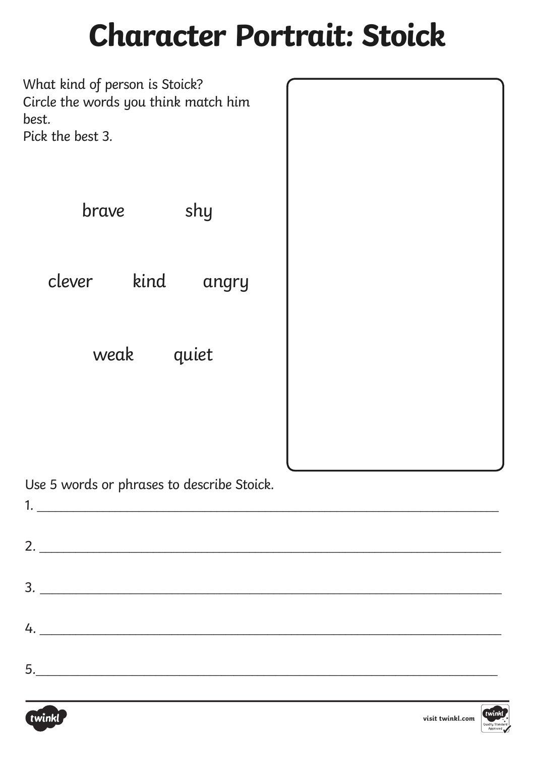# Character Portrait: Stoick

What kind of person is Stoick?
Circle the words you think match him best.
Pick the best 3.

brave shy

clever kind angry

weak quiet

Use 5 words or phrases to describe Stoick.

1. ____________________________________________

2. ____________________________________________

3. ____________________________________________

4. ____________________________________________

5. ____________________________________________